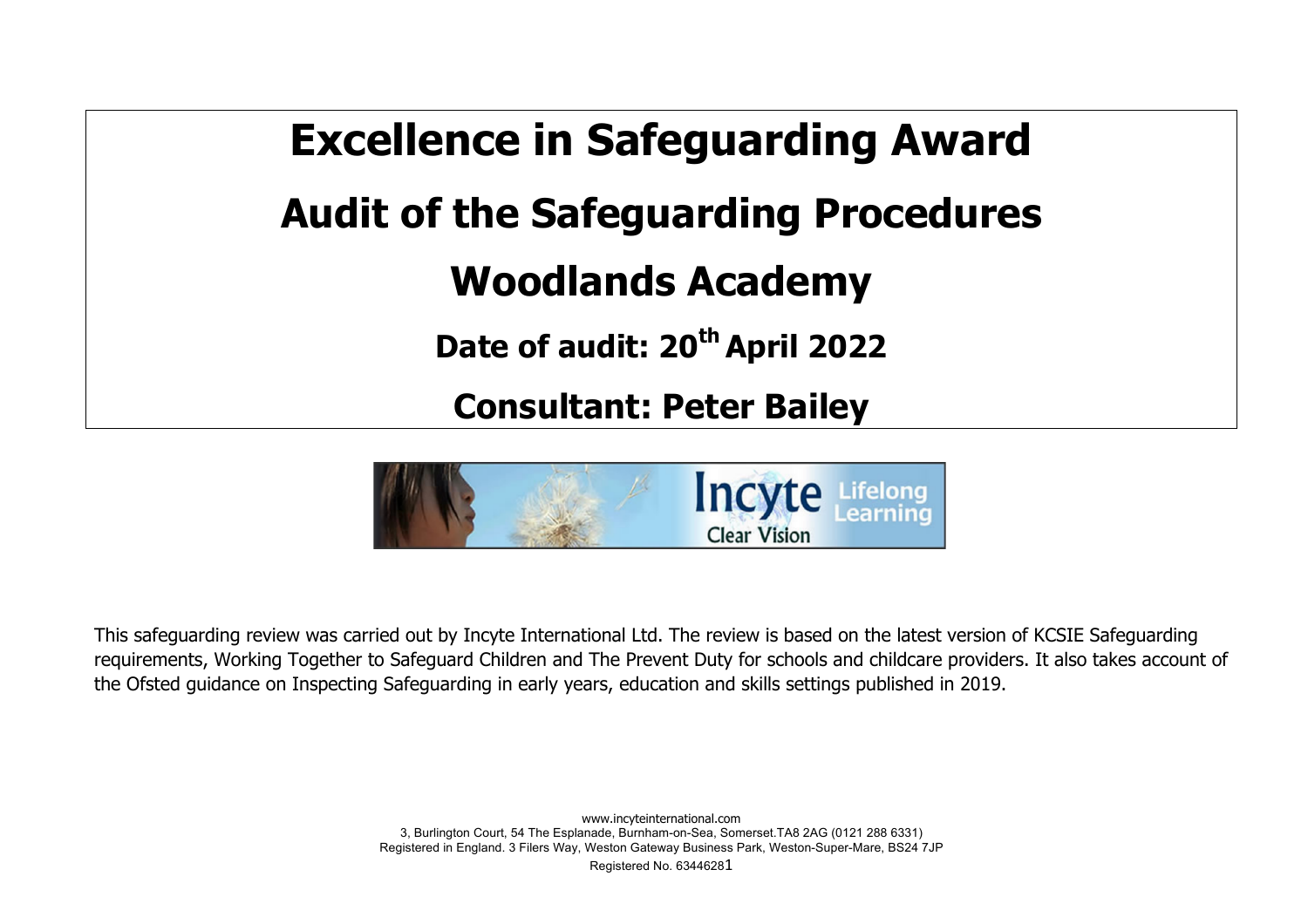# Excellence in Safeguarding Award

## Audit of the Safeguarding Procedures

## Woodlands Academy

### Date of audit: 20th April 2022

### Consultant: Peter Bailey

This safeguarding review was carried out by Incyte International Ltd. The review is based on the latest version of KCSIE Safeguarding requirements, Working Together to Safeguard Children and The Prevent Duty for schools and childcare providers. It also takes account of the Ofsted guidance on Inspecting Safeguarding in early years, education and skills settings published in 2019.

www.incyteinternational.com
3, Burlington Court, 54 The Esplanade, Burnham-on-Sea, Somerset.TA8 2AG (0121 288 6331)
Registered in England. 3 Filers Way, Weston Gateway Business Park, Weston-Super-Mare, BS24 7JP
Registered No. 6344628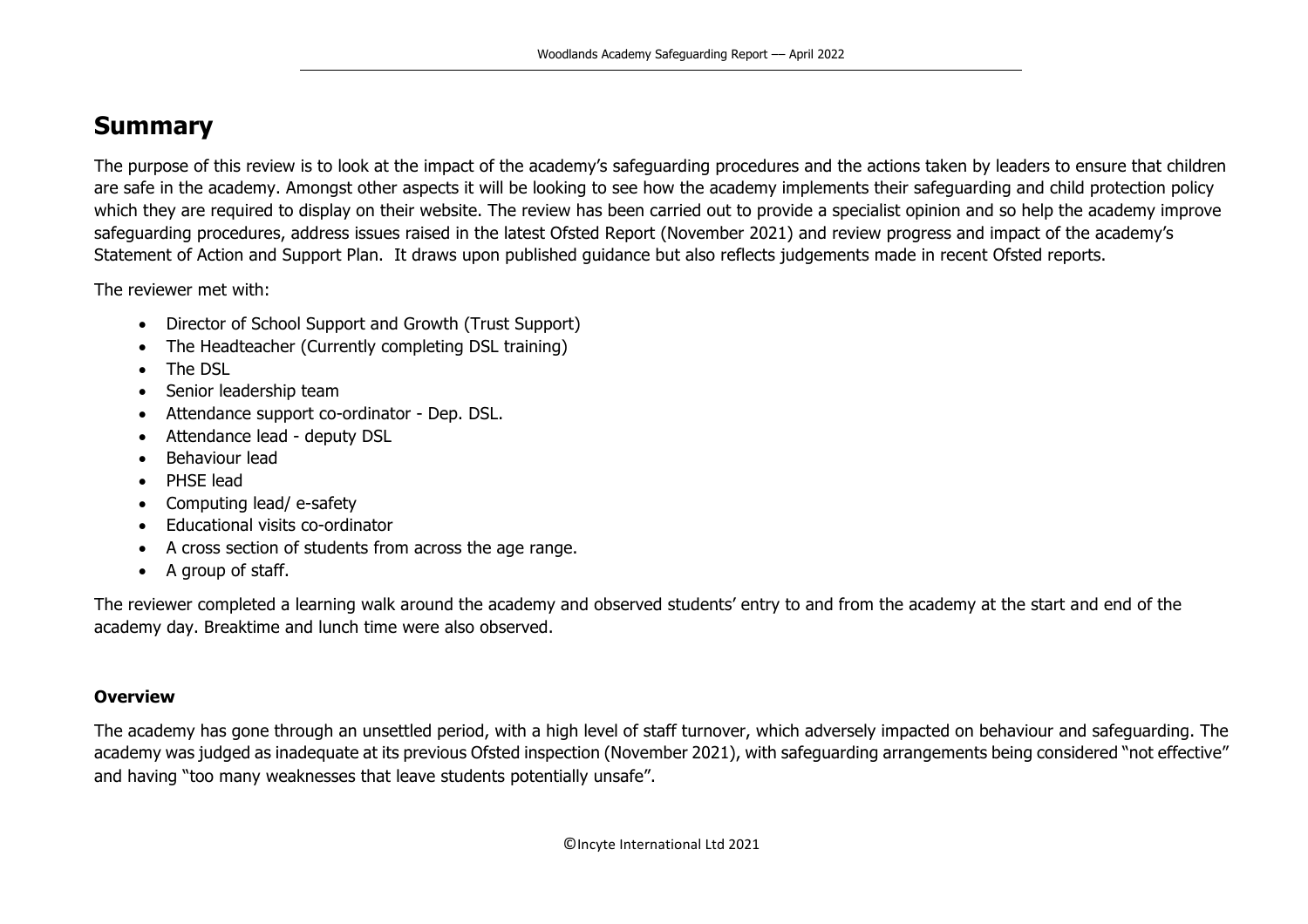# Summary

The purpose of this review is to look at the impact of the academy's safeguarding procedures and the actions taken by leaders to ensure that children are safe in the academy. Amongst other aspects it will be looking to see how the academy implements their safeguarding and child protection policy which they are required to display on their website. The review has been carried out to provide a specialist opinion and so help the academy improve safeguarding procedures, address issues raised in the latest Ofsted Report (November 2021) and review progress and impact of the academy's Statement of Action and Support Plan. It draws upon published guidance but also reflects judgements made in recent Ofsted reports.

The reviewer met with:

- Director of School Support and Growth (Trust Support)
- The Headteacher (Currently completing DSL training)
- The DSL
- Senior leadership team
- Attendance support co-ordinator - Dep. DSL.
- Attendance lead - deputy DSL
- Behaviour lead
- PHSE lead
- Computing lead/ e-safety
- Educational visits co-ordinator
- A cross section of students from across the age range.
- A group of staff.

The reviewer completed a learning walk around the academy and observed students' entry to and from the academy at the start and end of the academy day. Breaktime and lunch time were also observed.

**Overview**

The academy has gone through an unsettled period, with a high level of staff turnover, which adversely impacted on behaviour and safeguarding. The academy was judged as inadequate at its previous Ofsted inspection (November 2021), with safeguarding arrangements being considered "not effective" and having "too many weaknesses that leave students potentially unsafe".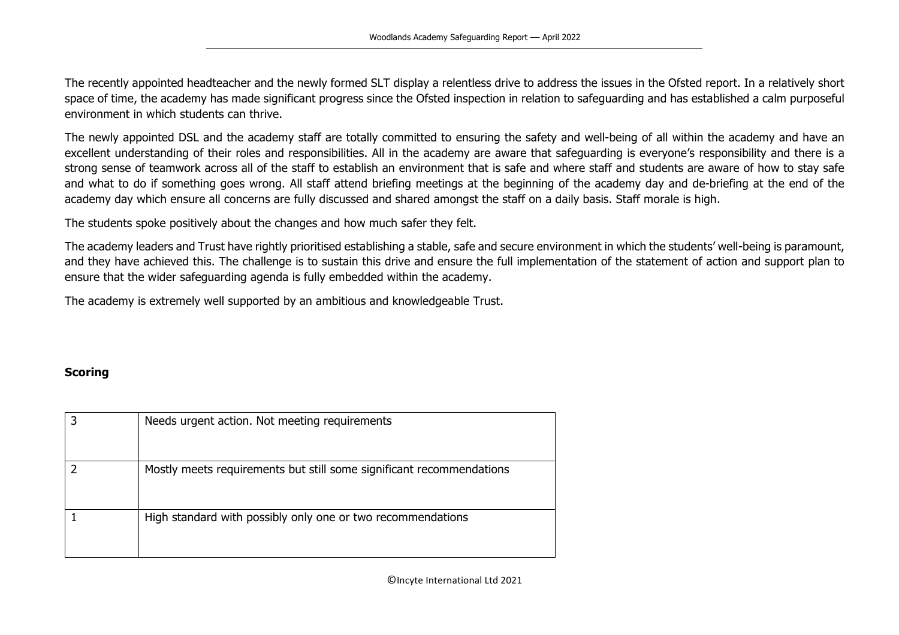The recently appointed headteacher and the newly formed SLT display a relentless drive to address the issues in the Ofsted report. In a relatively short space of time, the academy has made significant progress since the Ofsted inspection in relation to safeguarding and has established a calm purposeful environment in which students can thrive.

The newly appointed DSL and the academy staff are totally committed to ensuring the safety and well-being of all within the academy and have an excellent understanding of their roles and responsibilities. All in the academy are aware that safeguarding is everyone's responsibility and there is a strong sense of teamwork across all of the staff to establish an environment that is safe and where staff and students are aware of how to stay safe and what to do if something goes wrong. All staff attend briefing meetings at the beginning of the academy day and de-briefing at the end of the academy day which ensure all concerns are fully discussed and shared amongst the staff on a daily basis. Staff morale is high.

The students spoke positively about the changes and how much safer they felt.

The academy leaders and Trust have rightly prioritised establishing a stable, safe and secure environment in which the students' well-being is paramount, and they have achieved this. The challenge is to sustain this drive and ensure the full implementation of the statement of action and support plan to ensure that the wider safeguarding agenda is fully embedded within the academy.

The academy is extremely well supported by an ambitious and knowledgeable Trust.

**Scoring**

| | |
|---|---|
| 3 | Needs urgent action. Not meeting requirements |
| 2 | Mostly meets requirements but still some significant recommendations |
| 1 | High standard with possibly only one or two recommendations |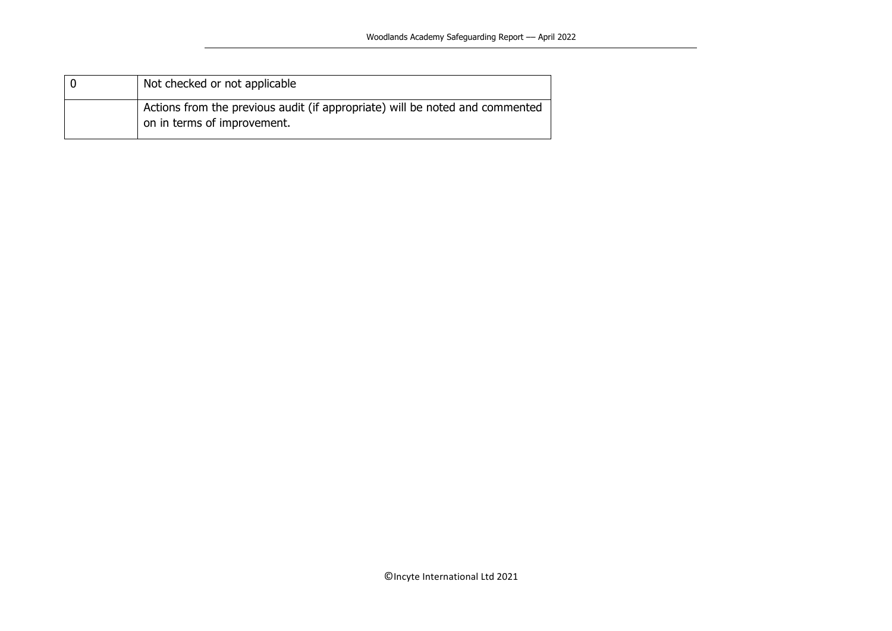| | |
|---|---|
| 0 | Not checked or not applicable |
| | Actions from the previous audit (if appropriate) will be noted and commented on in terms of improvement. |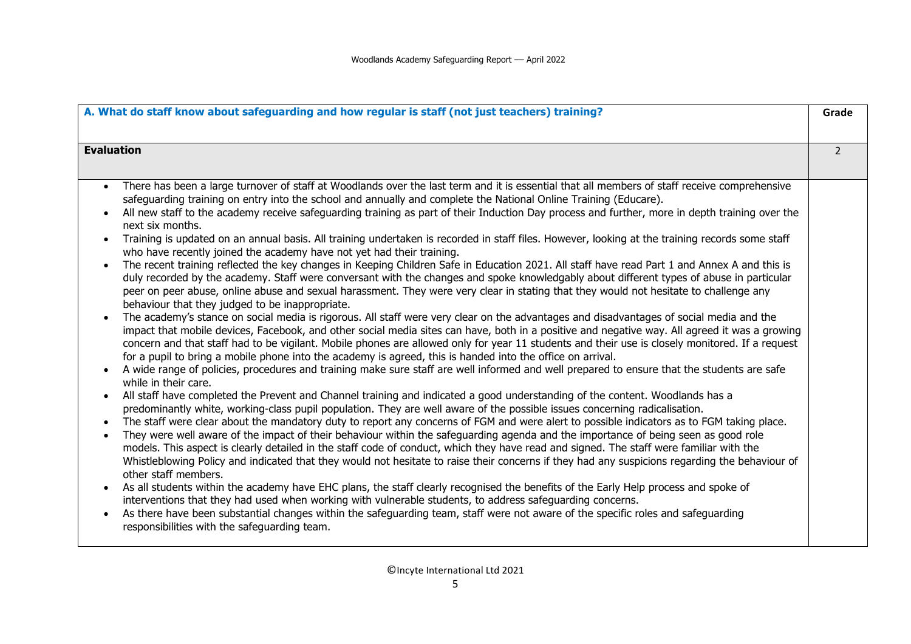| A. What do staff know about safeguarding and how regular is staff (not just teachers) training? | Grade |
|---|---|
| **Evaluation** | 2 |
| • There has been a large turnover of staff at Woodlands over the last term and it is essential that all members of staff receive comprehensive safeguarding training on entry into the school and annually and complete the National Online Training (Educare).<br>• All new staff to the academy receive safeguarding training as part of their Induction Day process and further, more in depth training over the next six months.<br>• Training is updated on an annual basis. All training undertaken is recorded in staff files. However, looking at the training records some staff who have recently joined the academy have not yet had their training.<br>• The recent training reflected the key changes in Keeping Children Safe in Education 2021. All staff have read Part 1 and Annex A and this is duly recorded by the academy. Staff were conversant with the changes and spoke knowledgably about different types of abuse in particular peer on peer abuse, online abuse and sexual harassment. They were very clear in stating that they would not hesitate to challenge any behaviour that they judged to be inappropriate.<br>• The academy's stance on social media is rigorous. All staff were very clear on the advantages and disadvantages of social media and the impact that mobile devices, Facebook, and other social media sites can have, both in a positive and negative way. All agreed it was a growing concern and that staff had to be vigilant. Mobile phones are allowed only for year 11 students and their use is closely monitored. If a request for a pupil to bring a mobile phone into the academy is agreed, this is handed into the office on arrival.<br>• A wide range of policies, procedures and training make sure staff are well informed and well prepared to ensure that the students are safe while in their care.<br>• All staff have completed the Prevent and Channel training and indicated a good understanding of the content. Woodlands has a predominantly white, working-class pupil population. They are well aware of the possible issues concerning radicalisation.<br>• The staff were clear about the mandatory duty to report any concerns of FGM and were alert to possible indicators as to FGM taking place.<br>• They were well aware of the impact of their behaviour within the safeguarding agenda and the importance of being seen as good role models. This aspect is clearly detailed in the staff code of conduct, which they have read and signed. The staff were familiar with the Whistleblowing Policy and indicated that they would not hesitate to raise their concerns if they had any suspicions regarding the behaviour of other staff members.<br>• As all students within the academy have EHC plans, the staff clearly recognised the benefits of the Early Help process and spoke of interventions that they had used when working with vulnerable students, to address safeguarding concerns.<br>• As there have been substantial changes within the safeguarding team, staff were not aware of the specific roles and safeguarding responsibilities with the safeguarding team. | |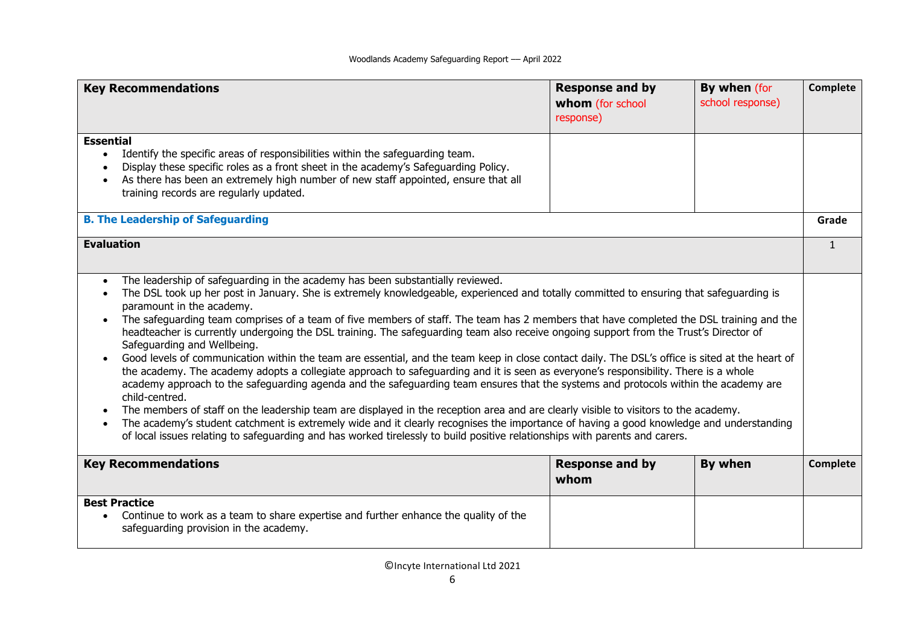| Key Recommendations | Response and by whom (for school response) | By when (for school response) | Complete |
|---|---|---|---|
| **Essential**<br>• Identify the specific areas of responsibilities within the safeguarding team.<br>• Display these specific roles as a front sheet in the academy's Safeguarding Policy.<br>• As there has been an extremely high number of new staff appointed, ensure that all training records are regularly updated. | | | |

| B. The Leadership of Safeguarding | Grade |
|---|---|
| **Evaluation** | 1 |
| • The leadership of safeguarding in the academy has been substantially reviewed.<br>• The DSL took up her post in January. She is extremely knowledgeable, experienced and totally committed to ensuring that safeguarding is paramount in the academy.<br>• The safeguarding team comprises of a team of five members of staff. The team has 2 members that have completed the DSL training and the headteacher is currently undergoing the DSL training. The safeguarding team also receive ongoing support from the Trust's Director of Safeguarding and Wellbeing.<br>• Good levels of communication within the team are essential, and the team keep in close contact daily. The DSL's office is sited at the heart of the academy. The academy adopts a collegiate approach to safeguarding and it is seen as everyone's responsibility. There is a whole academy approach to the safeguarding agenda and the safeguarding team ensures that the systems and protocols within the academy are child-centred.<br>• The members of staff on the leadership team are displayed in the reception area and are clearly visible to visitors to the academy.<br>• The academy's student catchment is extremely wide and it clearly recognises the importance of having a good knowledge and understanding of local issues relating to safeguarding and has worked tirelessly to build positive relationships with parents and carers. | |

| Key Recommendations | Response and by whom | By when | Complete |
|---|---|---|---|
| **Best Practice**<br>• Continue to work as a team to share expertise and further enhance the quality of the safeguarding provision in the academy. | | | |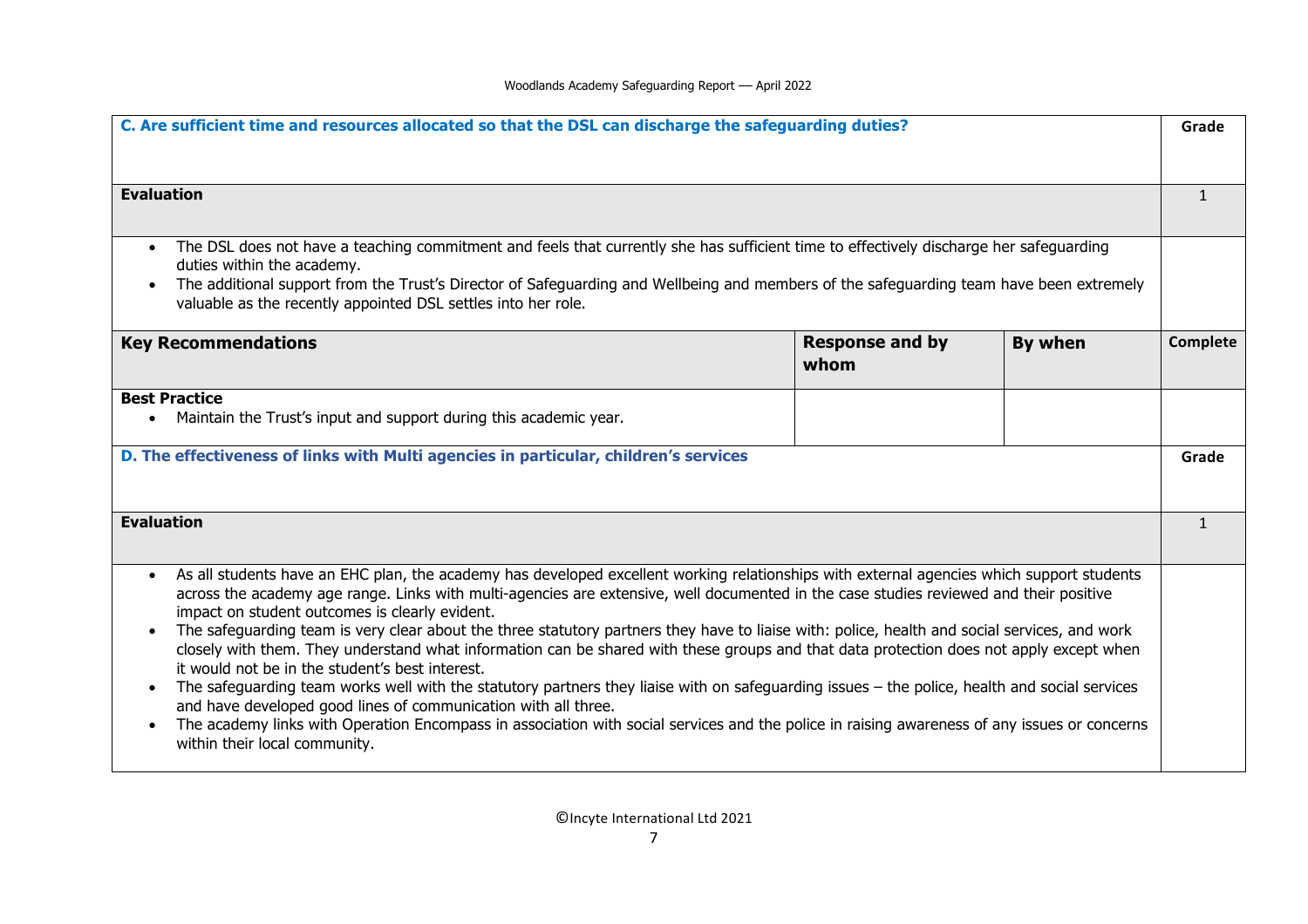| C. Are sufficient time and resources allocated so that the DSL can discharge the safeguarding duties? | | | Grade |
|---|---|---|---|
| **Evaluation** | | | 1 |
| • The DSL does not have a teaching commitment and feels that currently she has sufficient time to effectively discharge her safeguarding duties within the academy.<br>• The additional support from the Trust's Director of Safeguarding and Wellbeing and members of the safeguarding team have been extremely valuable as the recently appointed DSL settles into her role. | | | |
| **Key Recommendations** | **Response and by whom** | **By when** | **Complete** |
| **Best Practice**<br>• Maintain the Trust's input and support during this academic year. | | | |

| D. The effectiveness of links with Multi agencies in particular, children's services | Grade |
|---|---|
| **Evaluation** | 1 |
| • As all students have an EHC plan, the academy has developed excellent working relationships with external agencies which support students across the academy age range. Links with multi-agencies are extensive, well documented in the case studies reviewed and their positive impact on student outcomes is clearly evident.<br>• The safeguarding team is very clear about the three statutory partners they have to liaise with: police, health and social services, and work closely with them. They understand what information can be shared with these groups and that data protection does not apply except when it would not be in the student's best interest.<br>• The safeguarding team works well with the statutory partners they liaise with on safeguarding issues – the police, health and social services and have developed good lines of communication with all three.<br>• The academy links with Operation Encompass in association with social services and the police in raising awareness of any issues or concerns within their local community. | |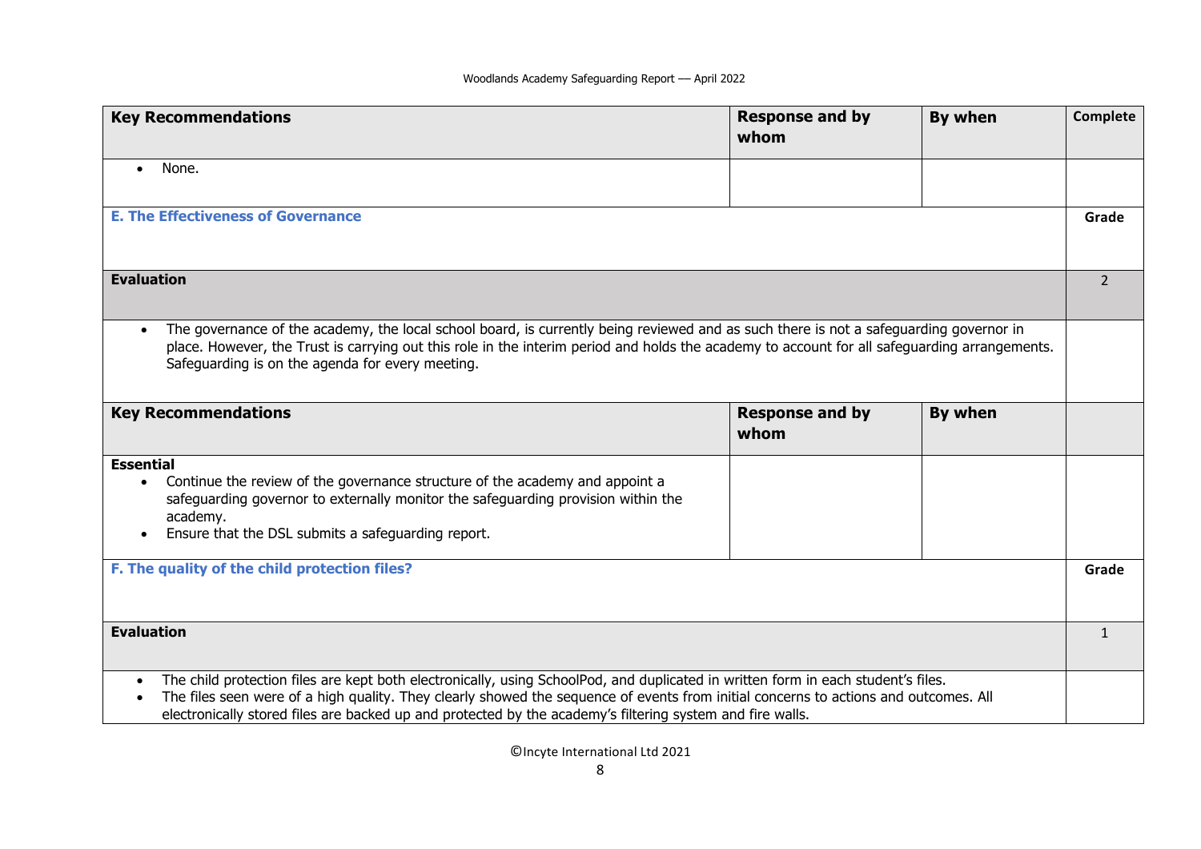| Key Recommendations | Response and by whom | By when | Complete |
|---|---|---|---|
| • None. | | | |

| E. The Effectiveness of Governance | Grade |
|---|---|
| **Evaluation** | 2 |
| • The governance of the academy, the local school board, is currently being reviewed and as such there is not a safeguarding governor in place. However, the Trust is carrying out this role in the interim period and holds the academy to account for all safeguarding arrangements. Safeguarding is on the agenda for every meeting. | |

| Key Recommendations | Response and by whom | By when | |
|---|---|---|---|
| **Essential**<br>• Continue the review of the governance structure of the academy and appoint a safeguarding governor to externally monitor the safeguarding provision within the academy.<br>• Ensure that the DSL submits a safeguarding report. | | | |

| F. The quality of the child protection files? | Grade |
|---|---|
| **Evaluation** | 1 |
| • The child protection files are kept both electronically, using SchoolPod, and duplicated in written form in each student's files.<br>• The files seen were of a high quality. They clearly showed the sequence of events from initial concerns to actions and outcomes. All electronically stored files are backed up and protected by the academy's filtering system and fire walls. | |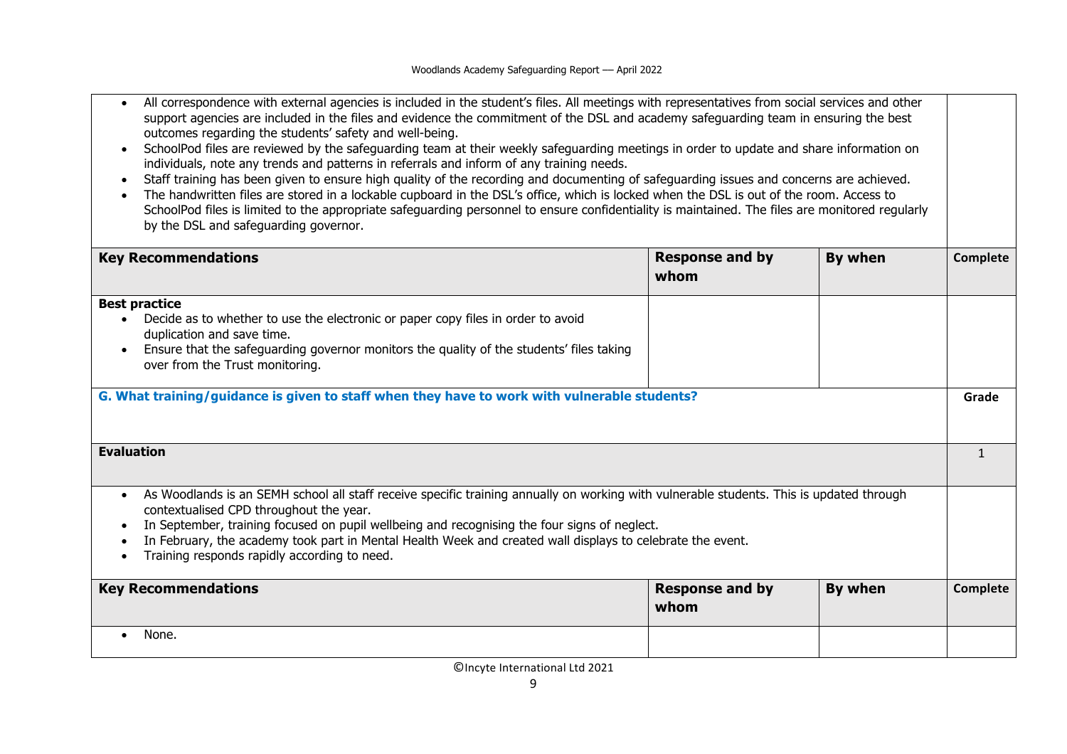- All correspondence with external agencies is included in the student's files. All meetings with representatives from social services and other support agencies are included in the files and evidence the commitment of the DSL and academy safeguarding team in ensuring the best outcomes regarding the students' safety and well-being.
- SchoolPod files are reviewed by the safeguarding team at their weekly safeguarding meetings in order to update and share information on individuals, note any trends and patterns in referrals and inform of any training needs.
- Staff training has been given to ensure high quality of the recording and documenting of safeguarding issues and concerns are achieved.
- The handwritten files are stored in a lockable cupboard in the DSL's office, which is locked when the DSL is out of the room. Access to SchoolPod files is limited to the appropriate safeguarding personnel to ensure confidentiality is maintained. The files are monitored regularly by the DSL and safeguarding governor.

| Key Recommendations | Response and by whom | By when | Complete |
|---|---|---|---|
| **Best practice**<br>• Decide as to whether to use the electronic or paper copy files in order to avoid duplication and save time.<br>• Ensure that the safeguarding governor monitors the quality of the students' files taking over from the Trust monitoring. | | | |

### G. What training/guidance is given to staff when they have to work with vulnerable students?

| Evaluation | Grade |
|---|---|
| | 1 |

- As Woodlands is an SEMH school all staff receive specific training annually on working with vulnerable students. This is updated through contextualised CPD throughout the year.
- In September, training focused on pupil wellbeing and recognising the four signs of neglect.
- In February, the academy took part in Mental Health Week and created wall displays to celebrate the event.
- Training responds rapidly according to need.

| Key Recommendations | Response and by whom | By when | Complete |
|---|---|---|---|
| • None. | | | |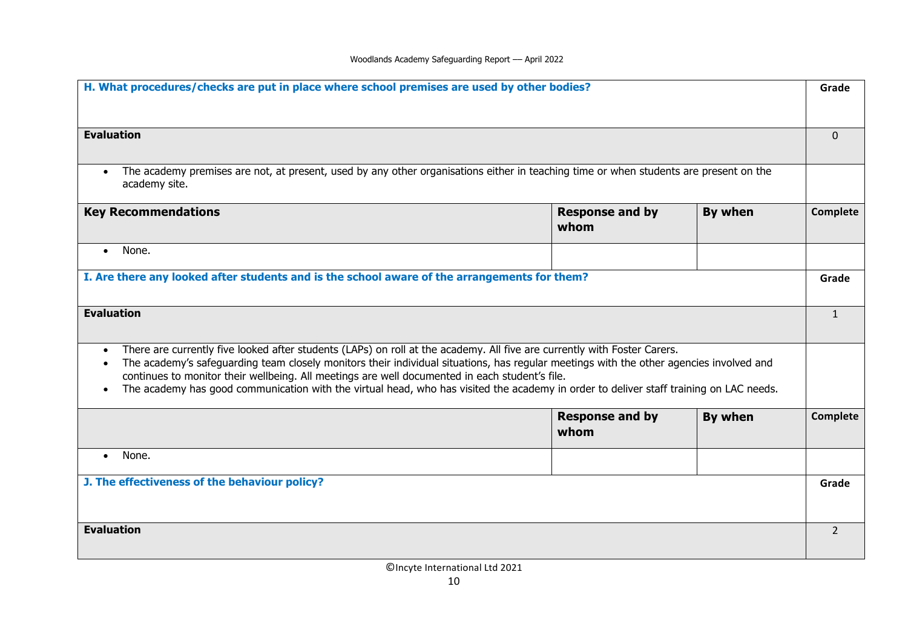| H. What procedures/checks are put in place where school premises are used by other bodies? | | | Grade |
|---|---|---|---|
| **Evaluation** | | | 0 |
| • The academy premises are not, at present, used by any other organisations either in teaching time or when students are present on the academy site. | | | |
| **Key Recommendations** | **Response and by whom** | **By when** | **Complete** |
| • None. | | | |

| I. Are there any looked after students and is the school aware of the arrangements for them? | | | Grade |
|---|---|---|---|
| **Evaluation** | | | 1 |
| • There are currently five looked after students (LAPs) on roll at the academy. All five are currently with Foster Carers.<br>• The academy's safeguarding team closely monitors their individual situations, has regular meetings with the other agencies involved and continues to monitor their wellbeing. All meetings are well documented in each student's file.<br>• The academy has good communication with the virtual head, who has visited the academy in order to deliver staff training on LAC needs. | | | |
| | **Response and by whom** | **By when** | **Complete** |
| • None. | | | |

| J. The effectiveness of the behaviour policy? | Grade |
|---|---|
| **Evaluation** | 2 |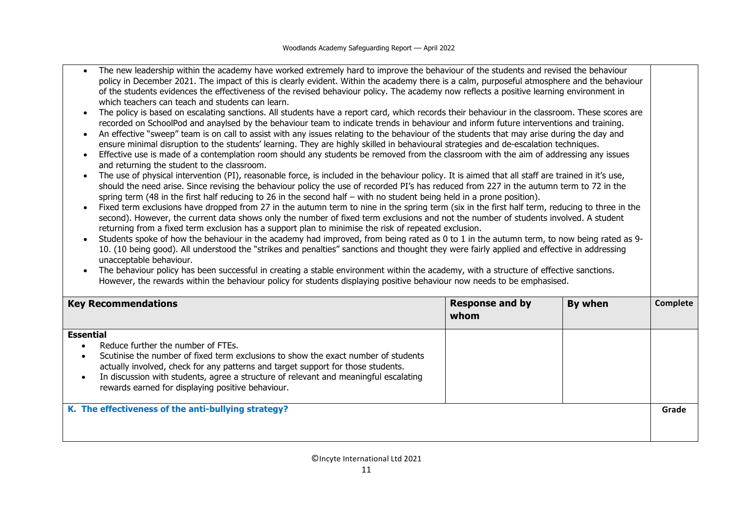- The new leadership within the academy have worked extremely hard to improve the behaviour of the students and revised the behaviour policy in December 2021. The impact of this is clearly evident. Within the academy there is a calm, purposeful atmosphere and the behaviour of the students evidences the effectiveness of the revised behaviour policy. The academy now reflects a positive learning environment in which teachers can teach and students can learn.
- The policy is based on escalating sanctions. All students have a report card, which records their behaviour in the classroom. These scores are recorded on SchoolPod and anaylsed by the behaviour team to indicate trends in behaviour and inform future interventions and training.
- An effective "sweep" team is on call to assist with any issues relating to the behaviour of the students that may arise during the day and ensure minimal disruption to the students' learning. They are highly skilled in behavioural strategies and de-escalation techniques.
- Effective use is made of a contemplation room should any students be removed from the classroom with the aim of addressing any issues and returning the student to the classroom.
- The use of physical intervention (PI), reasonable force, is included in the behaviour policy. It is aimed that all staff are trained in it's use, should the need arise. Since revising the behaviour policy the use of recorded PI's has reduced from 227 in the autumn term to 72 in the spring term (48 in the first half reducing to 26 in the second half – with no student being held in a prone position).
- Fixed term exclusions have dropped from 27 in the autumn term to nine in the spring term (six in the first half term, reducing to three in the second). However, the current data shows only the number of fixed term exclusions and not the number of students involved. A student returning from a fixed term exclusion has a support plan to minimise the risk of repeated exclusion.
- Students spoke of how the behaviour in the academy had improved, from being rated as 0 to 1 in the autumn term, to now being rated as 9-10. (10 being good). All understood the "strikes and penalties" sanctions and thought they were fairly applied and effective in addressing unacceptable behaviour.
- The behaviour policy has been successful in creating a stable environment within the academy, with a structure of effective sanctions. However, the rewards within the behaviour policy for students displaying positive behaviour now needs to be emphasised.

| Key Recommendations | Response and by whom | By when | Complete |
|---|---|---|---|
| **Essential**<br>• Reduce further the number of FTEs.<br>• Scutinise the number of fixed term exclusions to show the exact number of students actually involved, check for any patterns and target support for those students.<br>• In discussion with students, agree a structure of relevant and meaningful escalating rewards earned for displaying positive behaviour. | | | |

| K. The effectiveness of the anti-bullying strategy? | Grade |
|---|---|
| | |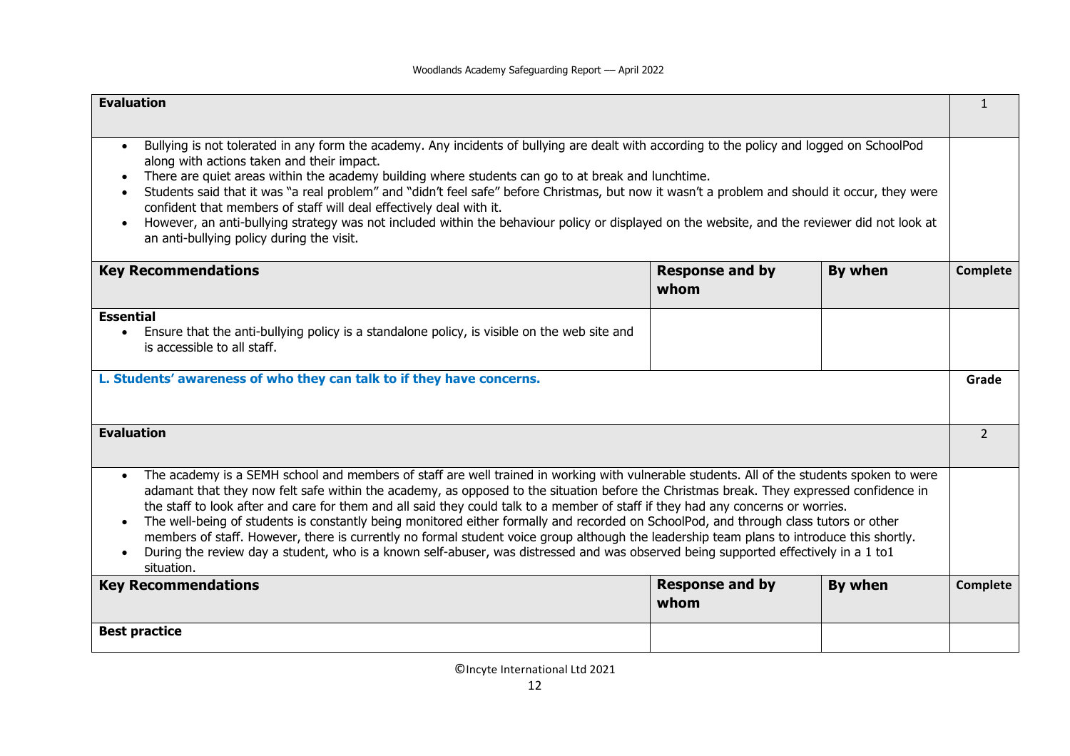| Evaluation | | | 1 |
|---|---|---|---|
| • Bullying is not tolerated in any form the academy. Any incidents of bullying are dealt with according to the policy and logged on SchoolPod along with actions taken and their impact.<br>• There are quiet areas within the academy building where students can go to at break and lunchtime.<br>• Students said that it was "a real problem" and "didn't feel safe" before Christmas, but now it wasn't a problem and should it occur, they were confident that members of staff will deal effectively deal with it.<br>• However, an anti-bullying strategy was not included within the behaviour policy or displayed on the website, and the reviewer did not look at an anti-bullying policy during the visit. | | | |
| **Key Recommendations** | **Response and by whom** | **By when** | **Complete** |
| **Essential**<br>• Ensure that the anti-bullying policy is a standalone policy, is visible on the web site and is accessible to all staff. | | | |

| **L. Students' awareness of who they can talk to if they have concerns.** | | | **Grade** |
|---|---|---|---|
| **Evaluation** | | | 2 |
| • The academy is a SEMH school and members of staff are well trained in working with vulnerable students. All of the students spoken to were adamant that they now felt safe within the academy, as opposed to the situation before the Christmas break. They expressed confidence in the staff to look after and care for them and all said they could talk to a member of staff if they had any concerns or worries.<br>• The well-being of students is constantly being monitored either formally and recorded on SchoolPod, and through class tutors or other members of staff. However, there is currently no formal student voice group although the leadership team plans to introduce this shortly.<br>• During the review day a student, who is a known self-abuser, was distressed and was observed being supported effectively in a 1 to1 situation. | | | |
| **Key Recommendations** | **Response and by whom** | **By when** | **Complete** |
| **Best practice** | | | |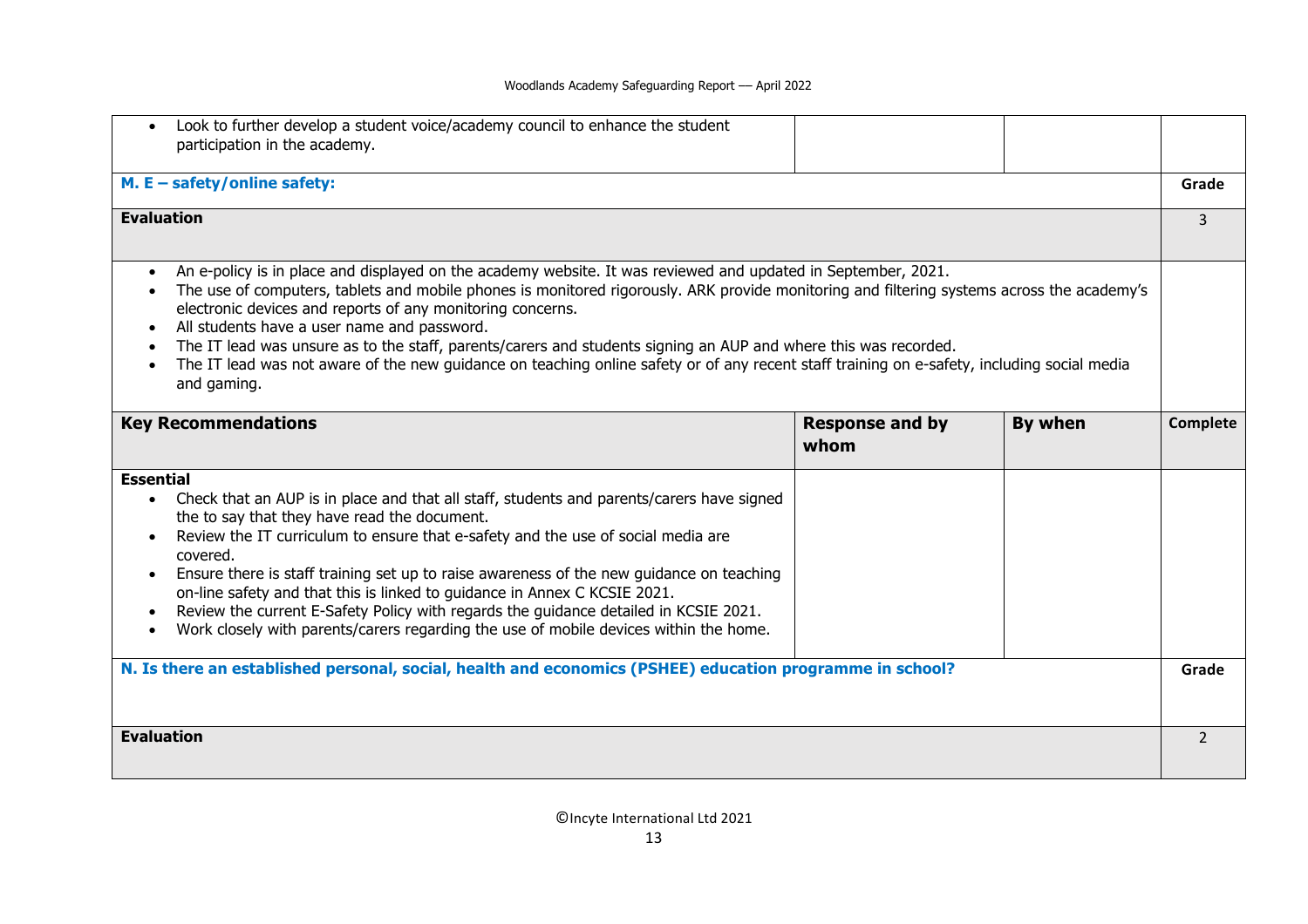| | | | |
|---|---|---|---|
| • Look to further develop a student voice/academy council to enhance the student participation in the academy. | | | |

| **M. E – safety/online safety:** | | | **Grade** |
|---|---|---|---|
| **Evaluation** | | | 3 |
| • An e-policy is in place and displayed on the academy website. It was reviewed and updated in September, 2021.<br>• The use of computers, tablets and mobile phones is monitored rigorously. ARK provide monitoring and filtering systems across the academy's electronic devices and reports of any monitoring concerns.<br>• All students have a user name and password.<br>• The IT lead was unsure as to the staff, parents/carers and students signing an AUP and where this was recorded.<br>• The IT lead was not aware of the new guidance on teaching online safety or of any recent staff training on e-safety, including social media and gaming. | | | |
| **Key Recommendations** | **Response and by whom** | **By when** | **Complete** |
| **Essential**<br>• Check that an AUP is in place and that all staff, students and parents/carers have signed the to say that they have read the document.<br>• Review the IT curriculum to ensure that e-safety and the use of social media are covered.<br>• Ensure there is staff training set up to raise awareness of the new guidance on teaching on-line safety and that this is linked to guidance in Annex C KCSIE 2021.<br>• Review the current E-Safety Policy with regards the guidance detailed in KCSIE 2021.<br>• Work closely with parents/carers regarding the use of mobile devices within the home. | | | |

| **N. Is there an established personal, social, health and economics (PSHEE) education programme in school?** | **Grade** |
|---|---|
| **Evaluation** | 2 |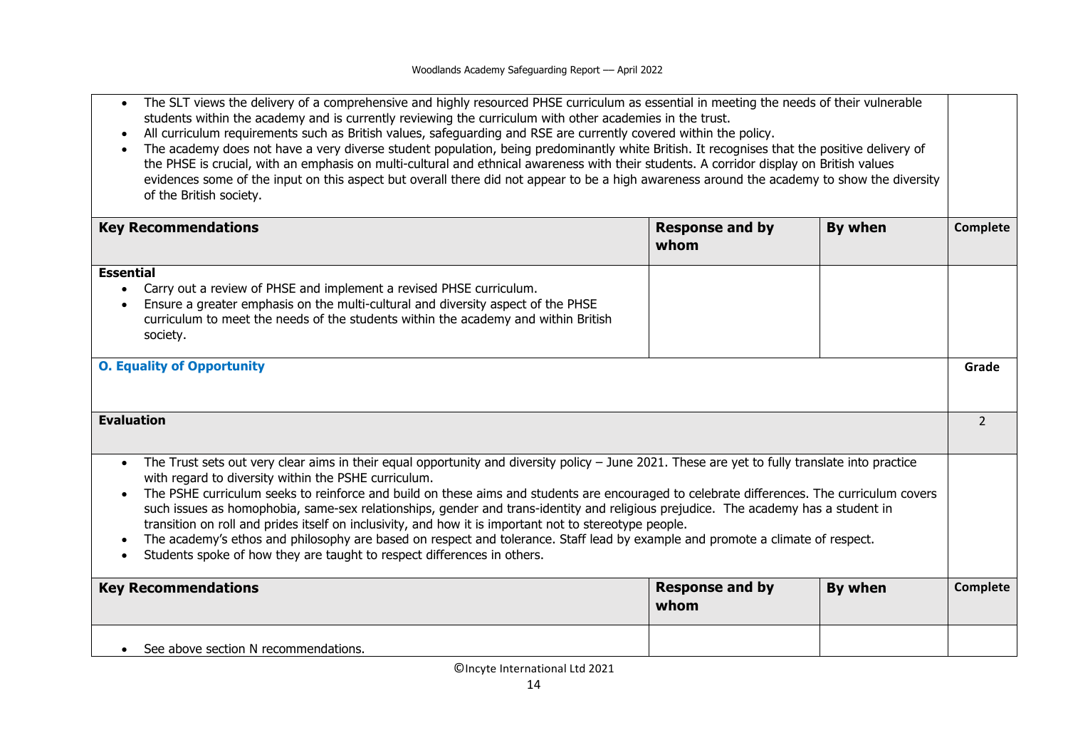- The SLT views the delivery of a comprehensive and highly resourced PHSE curriculum as essential in meeting the needs of their vulnerable students within the academy and is currently reviewing the curriculum with other academies in the trust.
- All curriculum requirements such as British values, safeguarding and RSE are currently covered within the policy.
- The academy does not have a very diverse student population, being predominantly white British. It recognises that the positive delivery of the PHSE is crucial, with an emphasis on multi-cultural and ethnical awareness with their students. A corridor display on British values evidences some of the input on this aspect but overall there did not appear to be a high awareness around the academy to show the diversity of the British society.

| **Key Recommendations** | **Response and by whom** | **By when** | **Complete** |
|---|---|---|---|
| **Essential**<br>• Carry out a review of PHSE and implement a revised PHSE curriculum.<br>• Ensure a greater emphasis on the multi-cultural and diversity aspect of the PHSE curriculum to meet the needs of the students within the academy and within British society. | | | |

### O. Equality of Opportunity

| **Evaluation** | **Grade** |
|---|---|
| | 2 |

- The Trust sets out very clear aims in their equal opportunity and diversity policy – June 2021. These are yet to fully translate into practice with regard to diversity within the PSHE curriculum.
- The PSHE curriculum seeks to reinforce and build on these aims and students are encouraged to celebrate differences. The curriculum covers such issues as homophobia, same-sex relationships, gender and trans-identity and religious prejudice. The academy has a student in transition on roll and prides itself on inclusivity, and how it is important not to stereotype people.
- The academy's ethos and philosophy are based on respect and tolerance. Staff lead by example and promote a climate of respect.
- Students spoke of how they are taught to respect differences in others.

| **Key Recommendations** | **Response and by whom** | **By when** | **Complete** |
|---|---|---|---|
| • See above section N recommendations. | | | |

©Incyte International Ltd 2021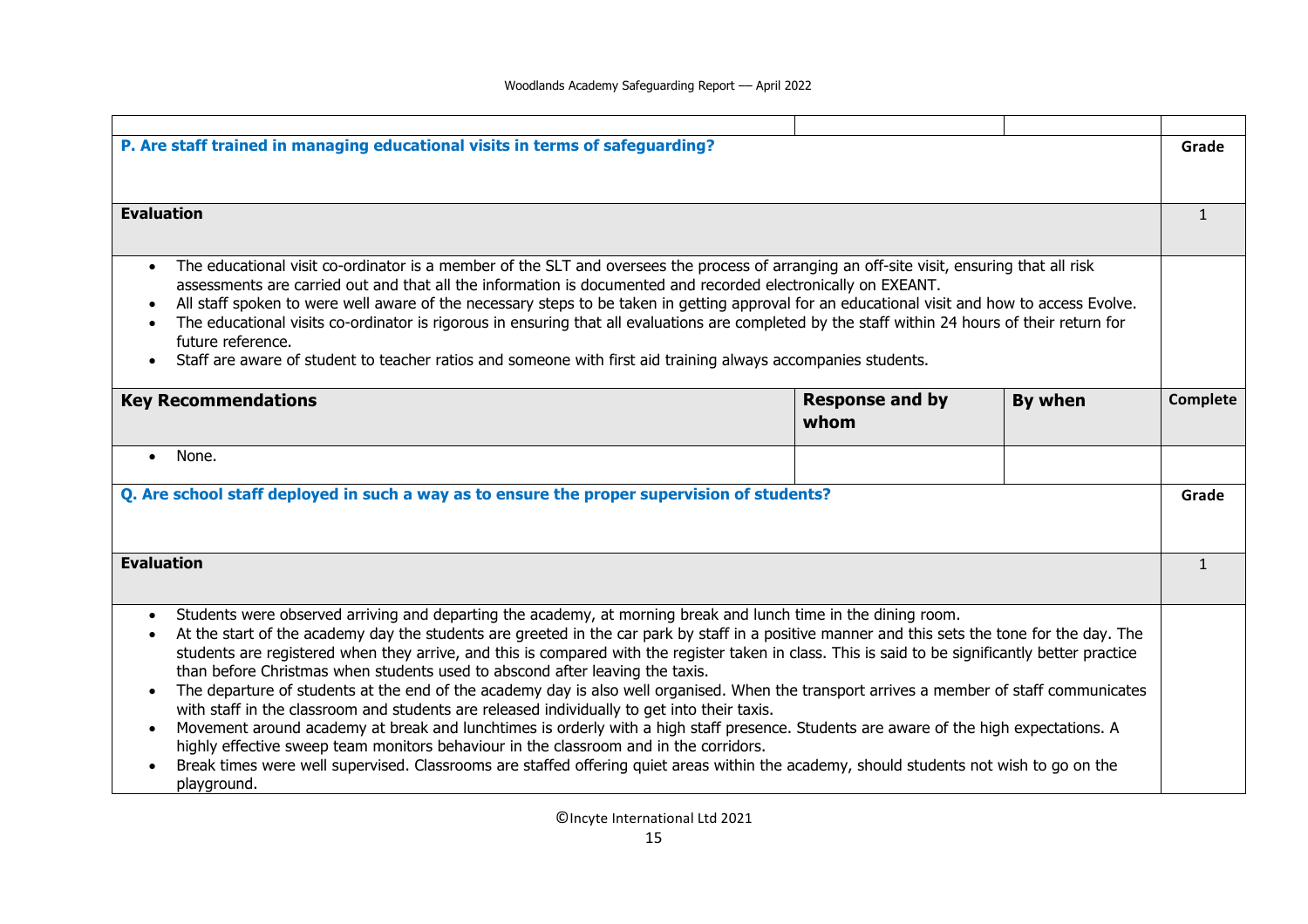| | | | |
|---|---|---|---|
| **P. Are staff trained in managing educational visits in terms of safeguarding?** | | | **Grade** |
| **Evaluation** | | | 1 |
| • The educational visit co-ordinator is a member of the SLT and oversees the process of arranging an off-site visit, ensuring that all risk assessments are carried out and that all the information is documented and recorded electronically on EXEANT.<br>• All staff spoken to were well aware of the necessary steps to be taken in getting approval for an educational visit and how to access Evolve.<br>• The educational visits co-ordinator is rigorous in ensuring that all evaluations are completed by the staff within 24 hours of their return for future reference.<br>• Staff are aware of student to teacher ratios and someone with first aid training always accompanies students. | | | |
| **Key Recommendations** | **Response and by whom** | **By when** | **Complete** |
| • None. | | | |
| **Q. Are school staff deployed in such a way as to ensure the proper supervision of students?** | | | **Grade** |
| **Evaluation** | | | 1 |
| • Students were observed arriving and departing the academy, at morning break and lunch time in the dining room.<br>• At the start of the academy day the students are greeted in the car park by staff in a positive manner and this sets the tone for the day. The students are registered when they arrive, and this is compared with the register taken in class. This is said to be significantly better practice than before Christmas when students used to abscond after leaving the taxis.<br>• The departure of students at the end of the academy day is also well organised. When the transport arrives a member of staff communicates with staff in the classroom and students are released individually to get into their taxis.<br>• Movement around academy at break and lunchtimes is orderly with a high staff presence. Students are aware of the high expectations. A highly effective sweep team monitors behaviour in the classroom and in the corridors.<br>• Break times were well supervised. Classrooms are staffed offering quiet areas within the academy, should students not wish to go on the playground. | | | |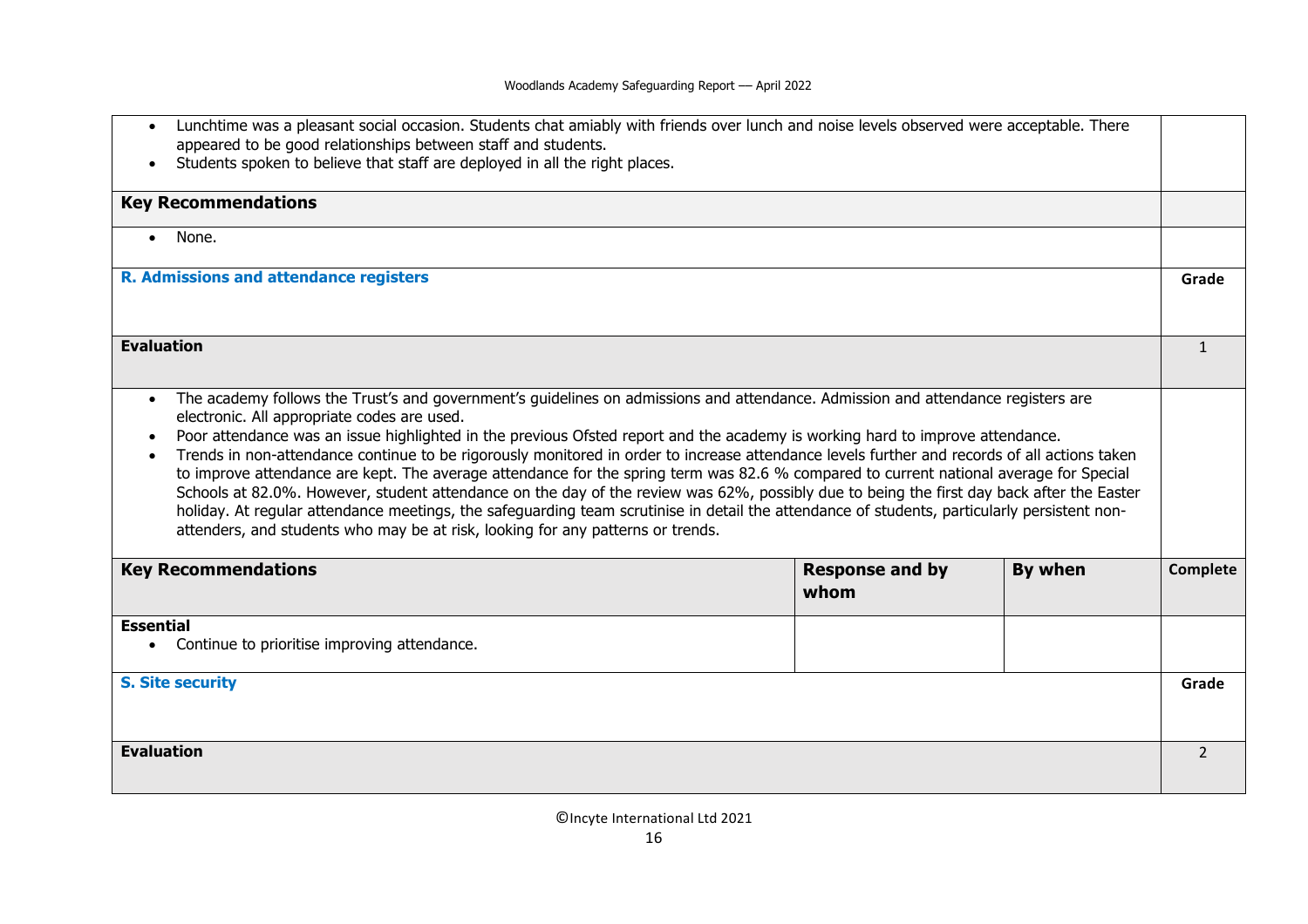- Lunchtime was a pleasant social occasion. Students chat amiably with friends over lunch and noise levels observed were acceptable. There appeared to be good relationships between staff and students.
- Students spoken to believe that staff are deployed in all the right places.

**Key Recommendations**

- None.

| **R. Admissions and attendance registers** | | | **Grade** |
|---|---|---|---|
| **Evaluation** | | | 1 |
| • The academy follows the Trust's and government's guidelines on admissions and attendance. Admission and attendance registers are electronic. All appropriate codes are used.<br>• Poor attendance was an issue highlighted in the previous Ofsted report and the academy is working hard to improve attendance.<br>• Trends in non-attendance continue to be rigorously monitored in order to increase attendance levels further and records of all actions taken to improve attendance are kept. The average attendance for the spring term was 82.6 % compared to current national average for Special Schools at 82.0%. However, student attendance on the day of the review was 62%, possibly due to being the first day back after the Easter holiday. At regular attendance meetings, the safeguarding team scrutinise in detail the attendance of students, particularly persistent non-attenders, and students who may be at risk, looking for any patterns or trends. | | | |
| **Key Recommendations** | **Response and by whom** | **By when** | **Complete** |
| **Essential**<br>• Continue to prioritise improving attendance. | | | |

| **S. Site security** | **Grade** |
|---|---|
| **Evaluation** | 2 |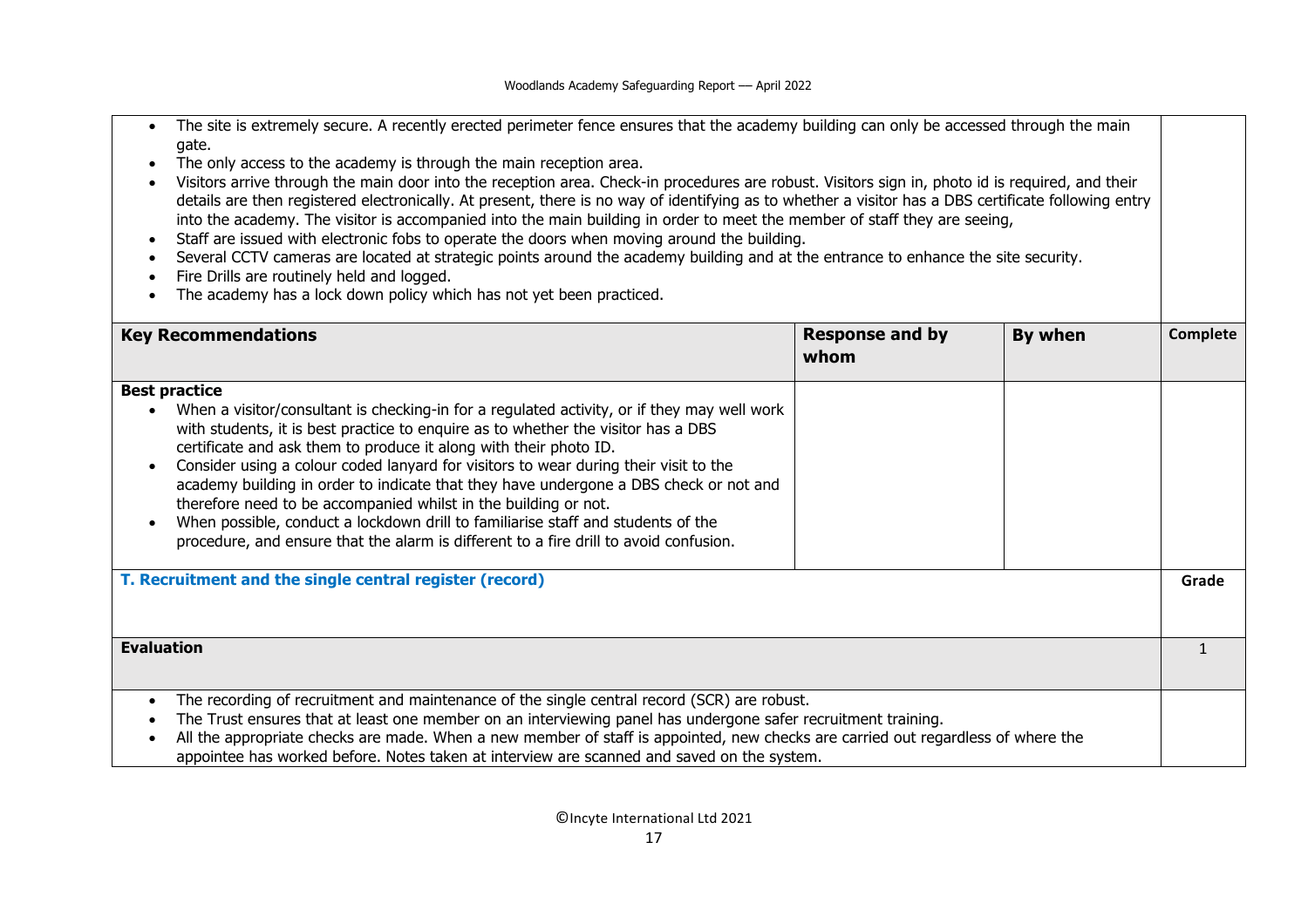- The site is extremely secure. A recently erected perimeter fence ensures that the academy building can only be accessed through the main gate.
- The only access to the academy is through the main reception area.
- Visitors arrive through the main door into the reception area. Check-in procedures are robust. Visitors sign in, photo id is required, and their details are then registered electronically. At present, there is no way of identifying as to whether a visitor has a DBS certificate following entry into the academy. The visitor is accompanied into the main building in order to meet the member of staff they are seeing,
- Staff are issued with electronic fobs to operate the doors when moving around the building.
- Several CCTV cameras are located at strategic points around the academy building and at the entrance to enhance the site security.
- Fire Drills are routinely held and logged.
- The academy has a lock down policy which has not yet been practiced.

| Key Recommendations | Response and by whom | By when | Complete |
|---|---|---|---|
| **Best practice**<br>• When a visitor/consultant is checking-in for a regulated activity, or if they may well work with students, it is best practice to enquire as to whether the visitor has a DBS certificate and ask them to produce it along with their photo ID.<br>• Consider using a colour coded lanyard for visitors to wear during their visit to the academy building in order to indicate that they have undergone a DBS check or not and therefore need to be accompanied whilst in the building or not.<br>• When possible, conduct a lockdown drill to familiarise staff and students of the procedure, and ensure that the alarm is different to a fire drill to avoid confusion. | | | |

| T. Recruitment and the single central register (record) | Grade |
|---|---|
| **Evaluation** | 1 |
| • The recording of recruitment and maintenance of the single central record (SCR) are robust.<br>• The Trust ensures that at least one member on an interviewing panel has undergone safer recruitment training.<br>• All the appropriate checks are made. When a new member of staff is appointed, new checks are carried out regardless of where the appointee has worked before. Notes taken at interview are scanned and saved on the system. | |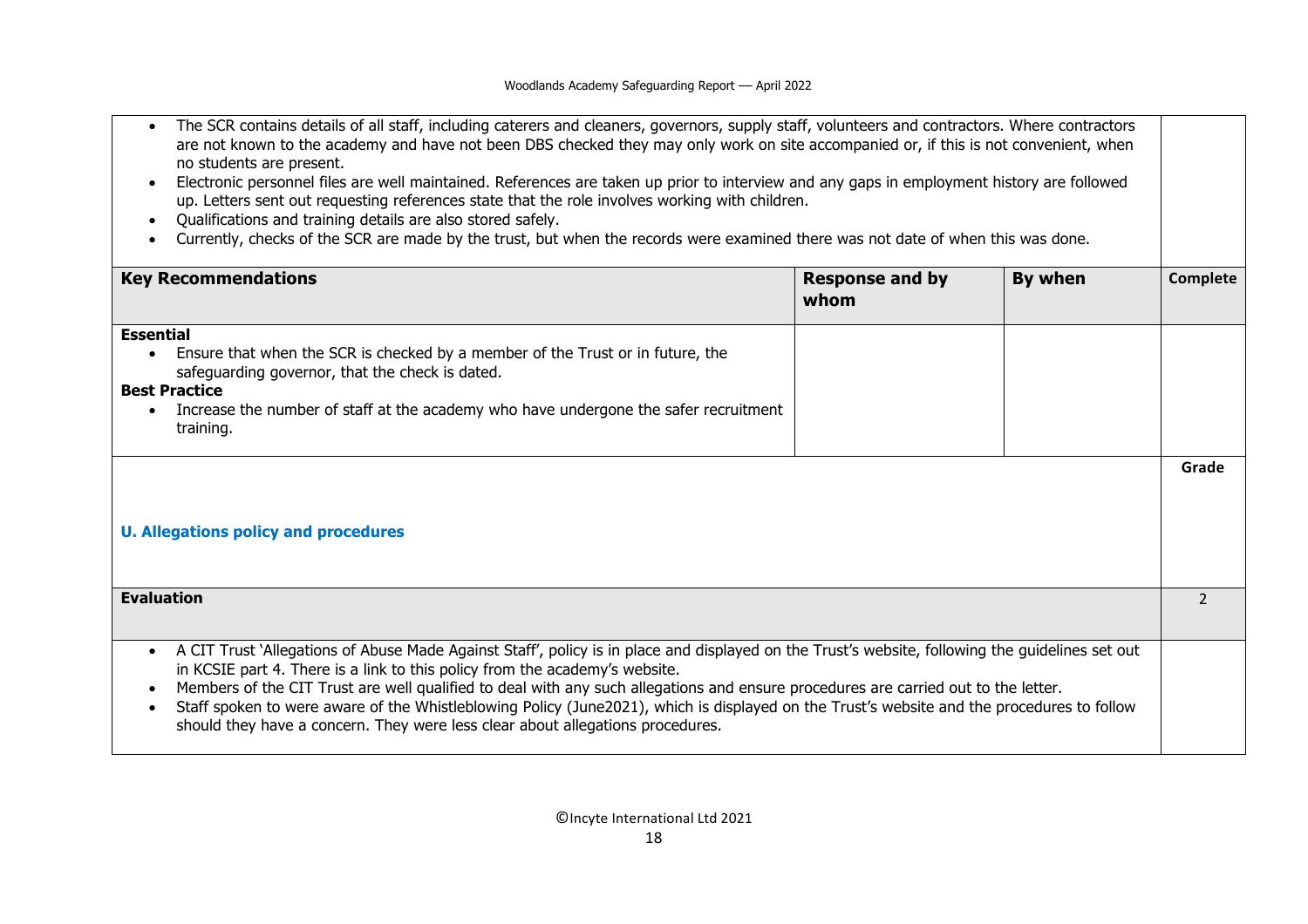- The SCR contains details of all staff, including caterers and cleaners, governors, supply staff, volunteers and contractors. Where contractors are not known to the academy and have not been DBS checked they may only work on site accompanied or, if this is not convenient, when no students are present.
- Electronic personnel files are well maintained. References are taken up prior to interview and any gaps in employment history are followed up. Letters sent out requesting references state that the role involves working with children.
- Qualifications and training details are also stored safely.
- Currently, checks of the SCR are made by the trust, but when the records were examined there was not date of when this was done.

| Key Recommendations | Response and by whom | By when | Complete |
|---|---|---|---|
| **Essential**<br>• Ensure that when the SCR is checked by a member of the Trust or in future, the safeguarding governor, that the check is dated.<br>**Best Practice**<br>• Increase the number of staff at the academy who have undergone the safer recruitment training. | | | |

## U. Allegations policy and procedures

| Evaluation | Grade |
|---|---|
| | 2 |

- A CIT Trust 'Allegations of Abuse Made Against Staff', policy is in place and displayed on the Trust's website, following the guidelines set out in KCSIE part 4. There is a link to this policy from the academy's website.
- Members of the CIT Trust are well qualified to deal with any such allegations and ensure procedures are carried out to the letter.
- Staff spoken to were aware of the Whistleblowing Policy (June2021), which is displayed on the Trust's website and the procedures to follow should they have a concern. They were less clear about allegations procedures.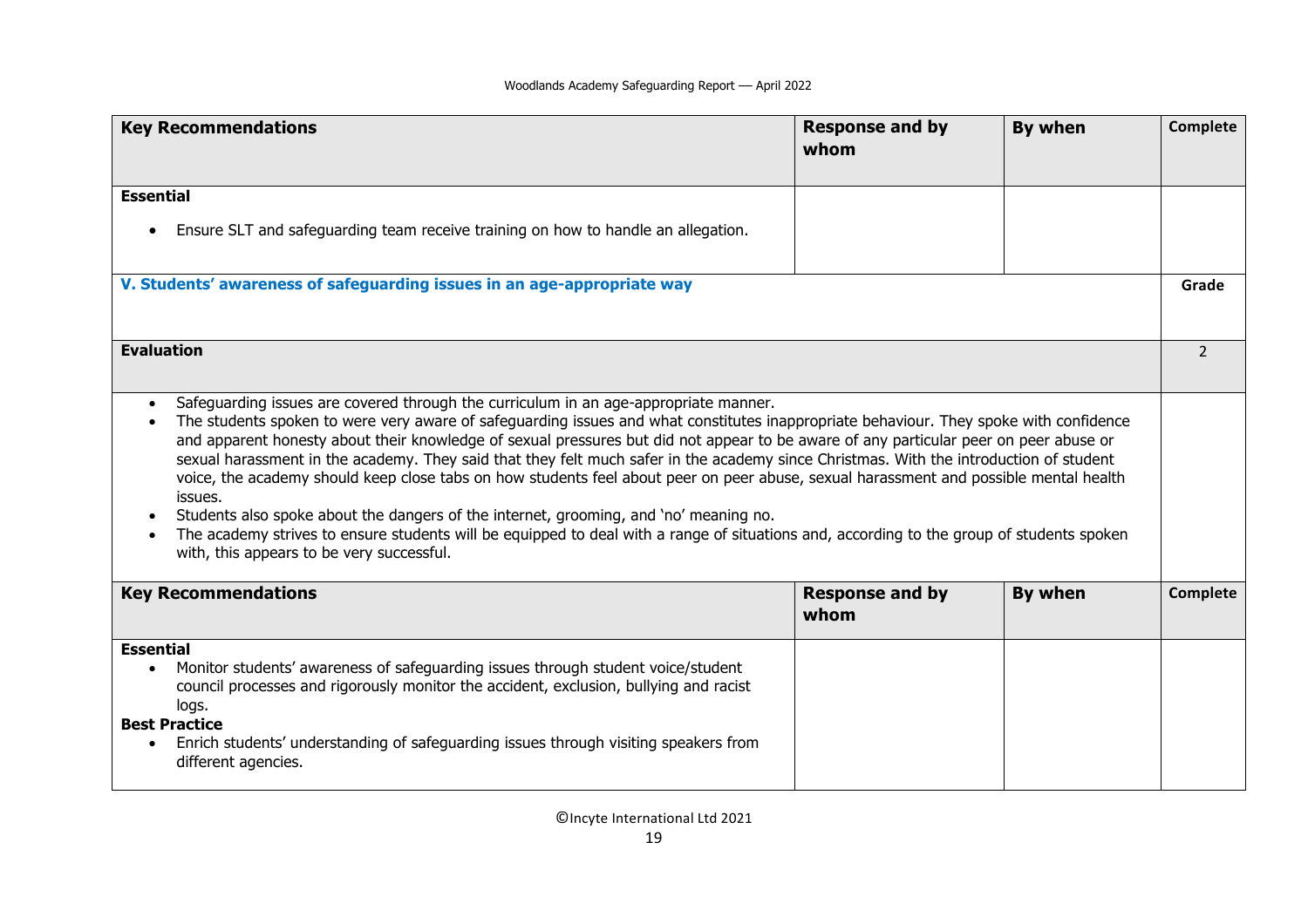| Key Recommendations | Response and by whom | By when | Complete |
|---|---|---|---|
| **Essential**<br>• Ensure SLT and safeguarding team receive training on how to handle an allegation. | | | |

| V. Students' awareness of safeguarding issues in an age-appropriate way | Grade |
|---|---|
| **Evaluation** | 2 |
| • Safeguarding issues are covered through the curriculum in an age-appropriate manner.<br>• The students spoken to were very aware of safeguarding issues and what constitutes inappropriate behaviour. They spoke with confidence and apparent honesty about their knowledge of sexual pressures but did not appear to be aware of any particular peer on peer abuse or sexual harassment in the academy. They said that they felt much safer in the academy since Christmas. With the introduction of student voice, the academy should keep close tabs on how students feel about peer on peer abuse, sexual harassment and possible mental health issues.<br>• Students also spoke about the dangers of the internet, grooming, and 'no' meaning no.<br>• The academy strives to ensure students will be equipped to deal with a range of situations and, according to the group of students spoken with, this appears to be very successful. | |

| Key Recommendations | Response and by whom | By when | Complete |
|---|---|---|---|
| **Essential**<br>• Monitor students' awareness of safeguarding issues through student voice/student council processes and rigorously monitor the accident, exclusion, bullying and racist logs.<br>**Best Practice**<br>• Enrich students' understanding of safeguarding issues through visiting speakers from different agencies. | | | |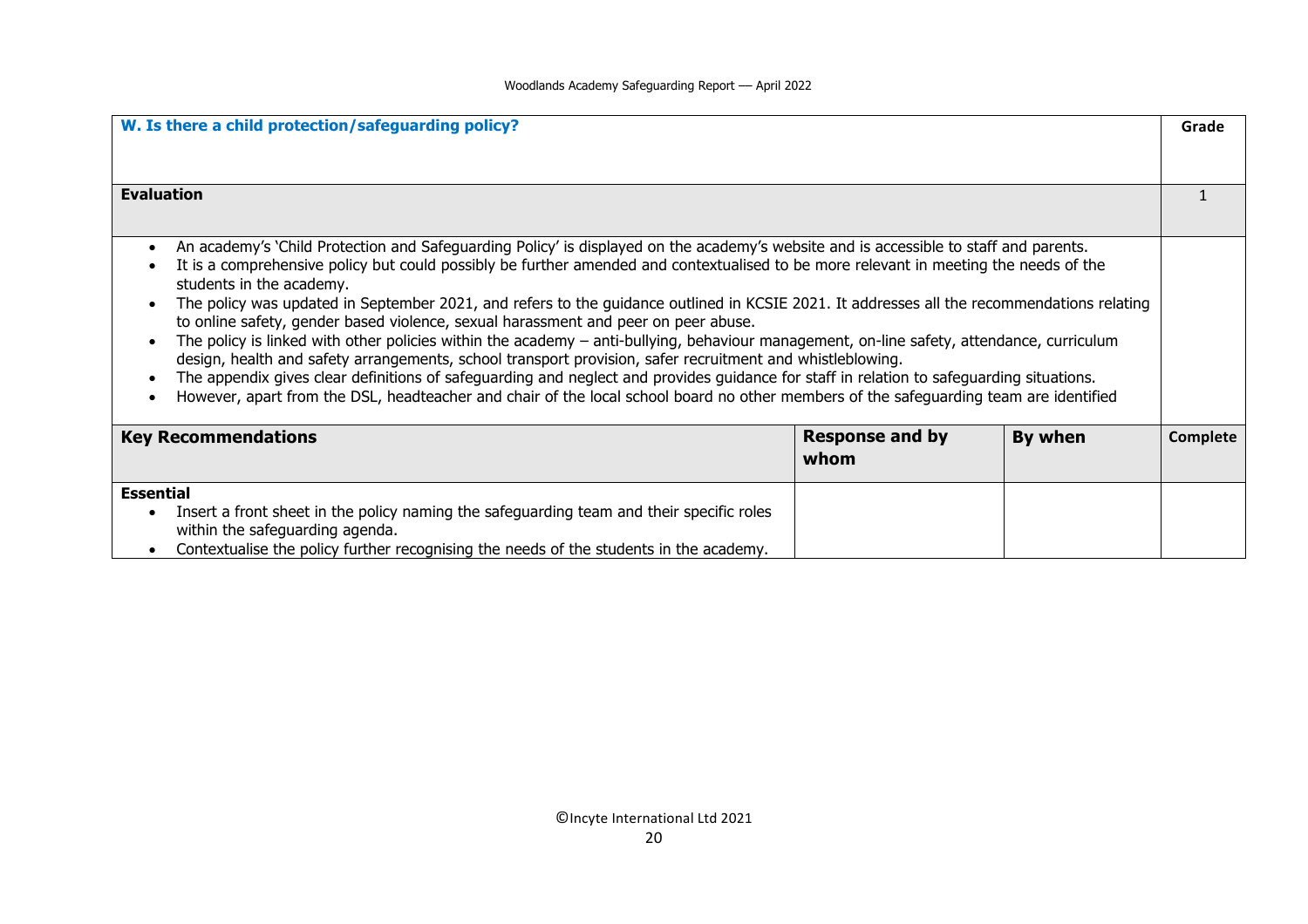| W. Is there a child protection/safeguarding policy? | | | Grade |
|---|---|---|---|
| **Evaluation** | | | 1 |
| • An academy's 'Child Protection and Safeguarding Policy' is displayed on the academy's website and is accessible to staff and parents.<br>• It is a comprehensive policy but could possibly be further amended and contextualised to be more relevant in meeting the needs of the students in the academy.<br>• The policy was updated in September 2021, and refers to the guidance outlined in KCSIE 2021. It addresses all the recommendations relating to online safety, gender based violence, sexual harassment and peer on peer abuse.<br>• The policy is linked with other policies within the academy – anti-bullying, behaviour management, on-line safety, attendance, curriculum design, health and safety arrangements, school transport provision, safer recruitment and whistleblowing.<br>• The appendix gives clear definitions of safeguarding and neglect and provides guidance for staff in relation to safeguarding situations.<br>• However, apart from the DSL, headteacher and chair of the local school board no other members of the safeguarding team are identified | | | |
| **Key Recommendations** | **Response and by whom** | **By when** | **Complete** |
| **Essential**<br>• Insert a front sheet in the policy naming the safeguarding team and their specific roles within the safeguarding agenda.<br>• Contextualise the policy further recognising the needs of the students in the academy. | | | |